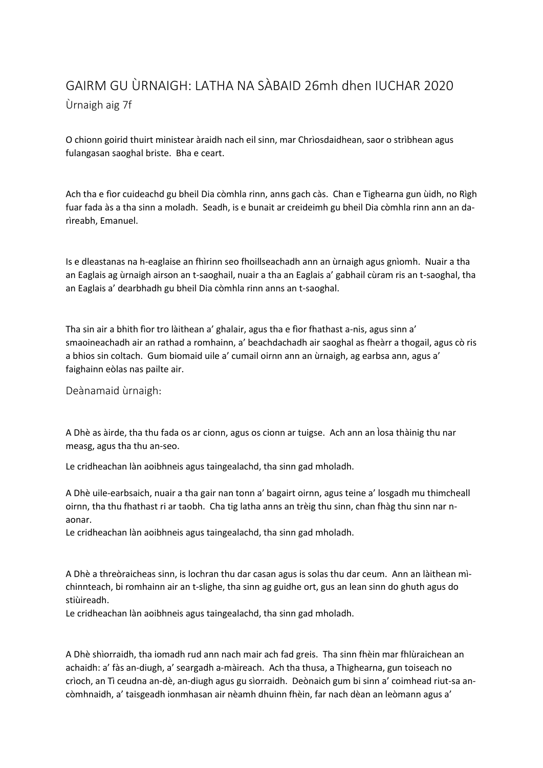# GAIRM GU ÙRNAIGH: LATHA NA SÀBAID 26mh dhen IUCHAR 2020

## Ùrnaigh aig 7f

O chionn goirid thuirt ministear àraidh nach eil sinn, mar Chrìosdaidhean, saor o strìbhean agus fulangasan saoghal briste. Bha e ceart.

Ach tha e fìor cuideachd gu bheil Dia còmhla rinn, anns gach càs. Chan e Tighearna gun ùidh, no Rìgh fuar fada às a tha sinn a moladh. Seadh, is e bunait ar creideimh gu bheil Dia còmhla rinn ann an da-rìreabh, Emanuel.

Is e dleastanas na h-eaglaise an fhìrinn seo fhoillseachadh ann an ùrnaigh agus gnìomh. Nuair a tha an Eaglais ag ùrnaigh airson an t-saoghail, nuair a tha an Eaglais a' gabhail cùram ris an t-saoghal, tha an Eaglais a' dearbhadh gu bheil Dia còmhla rinn anns an t-saoghal.

Tha sin air a bhith fìor tro làithean a' ghalair, agus tha e fìor fhathast a-nis, agus sinn a' smaoineachadh air an rathad a romhainn, a' beachdachadh air saoghal as fheàrr a thogail, agus cò ris a bhios sin coltach. Gum biomaid uile a' cumail oirnn ann an ùrnaigh, ag earbsa ann, agus a' faighainn eòlas nas pailte air.

## Deànamaid ùrnaigh:

A Dhè as àirde, tha thu fada os ar cionn, agus os cionn ar tuigse. Ach ann an Ìosa thàinig thu nar measg, agus tha thu an-seo.

Le cridheachan làn aoibhneis agus taingealachd, tha sinn gad mholadh.

A Dhè uile-earbsaich, nuair a tha gair nan tonn a' bagairt oirnn, agus teine a' losgadh mu thimcheall oirnn, tha thu fhathast ri ar taobh. Cha tig latha anns an trèig thu sinn, chan fhàg thu sinn nar n-aonar.
Le cridheachan làn aoibhneis agus taingealachd, tha sinn gad mholadh.

A Dhè a threòraicheas sinn, is lochran thu dar casan agus is solas thu dar ceum. Ann an làithean mì-chinnteach, bi romhainn air an t-slighe, tha sinn ag guidhe ort, gus an lean sinn do ghuth agus do stiùireadh.
Le cridheachan làn aoibhneis agus taingealachd, tha sinn gad mholadh.

A Dhè shìorraidh, tha iomadh rud ann nach mair ach fad greis. Tha sinn fhèin mar fhlùraichean an achaidh: a' fàs an-diugh, a' seargadh a-màireach. Ach tha thusa, a Thighearna, gun toiseach no crìoch, an Tì ceudna an-dè, an-diugh agus gu sìorraidh. Deònaich gum bi sinn a' coimhead riut-sa an-còmhnaidh, a' taisgeadh ionmhasan air nèamh dhuinn fhèin, far nach dèan an leòmann agus a'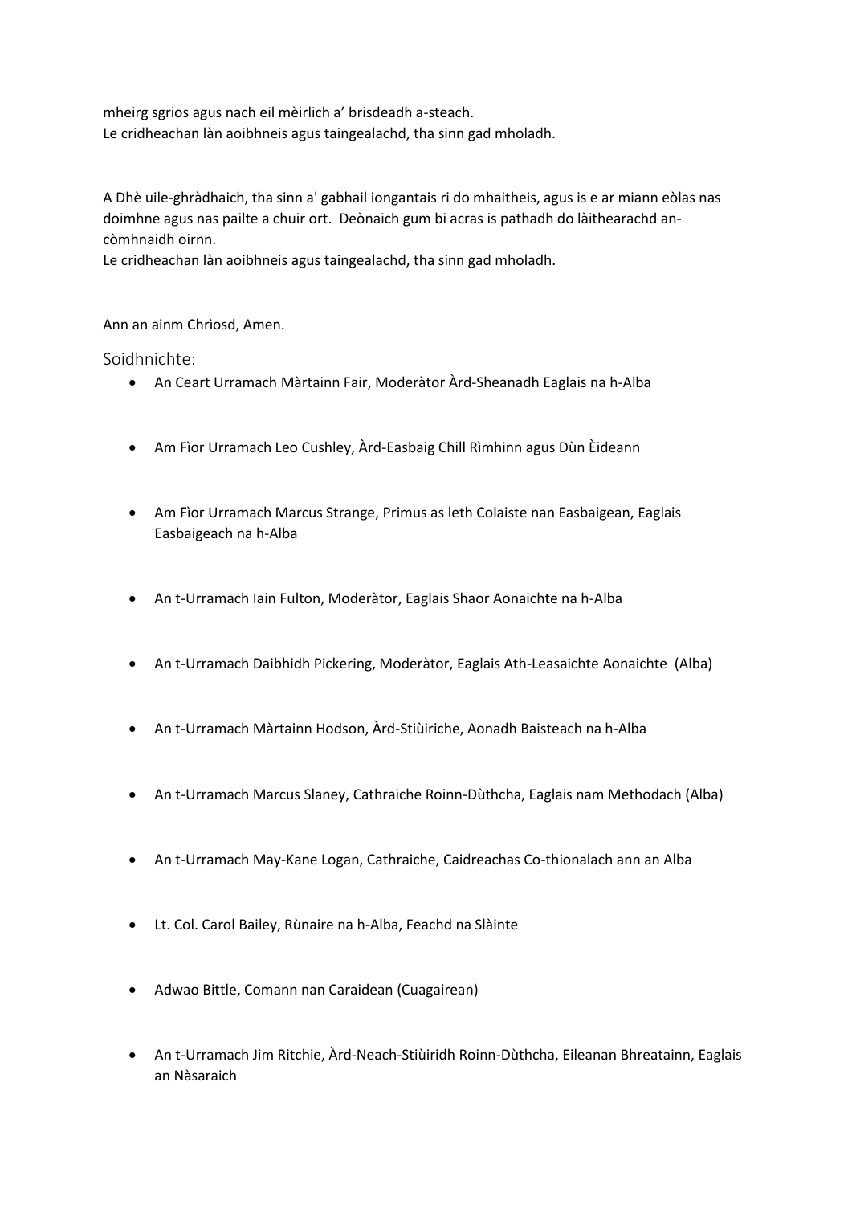mheirg sgrios agus nach eil mèirlich a' brisdeadh a-steach.
Le cridheachan làn aoibhneis agus taingealachd, tha sinn gad mholadh.

A Dhè uile-ghràdhaich, tha sinn a' gabhail iongantais ri do mhaitheis, agus is e ar miann eòlas nas doimhne agus nas pailte a chuir ort. Deònaich gum bi acras is pathadh do làithearachd an-còmhnaidh oirnn.
Le cridheachan làn aoibhneis agus taingealachd, tha sinn gad mholadh.

Ann an ainm Chrìosd, Amen.

## Soidhnichte:

- An Ceart Urramach Màrtainn Fair, Moderàtor Àrd-Sheanadh Eaglais na h-Alba
- Am Fìor Urramach Leo Cushley, Àrd-Easbaig Chill Rìmhinn agus Dùn Èideann
- Am Fìor Urramach Marcus Strange, Primus as leth Colaiste nan Easbaigean, Eaglais Easbaigeach na h-Alba
- An t-Urramach Iain Fulton, Moderàtor, Eaglais Shaor Aonaichte na h-Alba
- An t-Urramach Daibhidh Pickering, Moderàtor, Eaglais Ath-Leasaichte Aonaichte (Alba)
- An t-Urramach Màrtainn Hodson, Àrd-Stiùiriche, Aonadh Baisteach na h-Alba
- An t-Urramach Marcus Slaney, Cathraiche Roinn-Dùthcha, Eaglais nam Methodach (Alba)
- An t-Urramach May-Kane Logan, Cathraiche, Caidreachas Co-thionalach ann an Alba
- Lt. Col. Carol Bailey, Rùnaire na h-Alba, Feachd na Slàinte
- Adwao Bittle, Comann nan Caraidean (Cuagairean)
- An t-Urramach Jim Ritchie, Àrd-Neach-Stiùiridh Roinn-Dùthcha, Eileanan Bhreatainn, Eaglais an Nàsaraich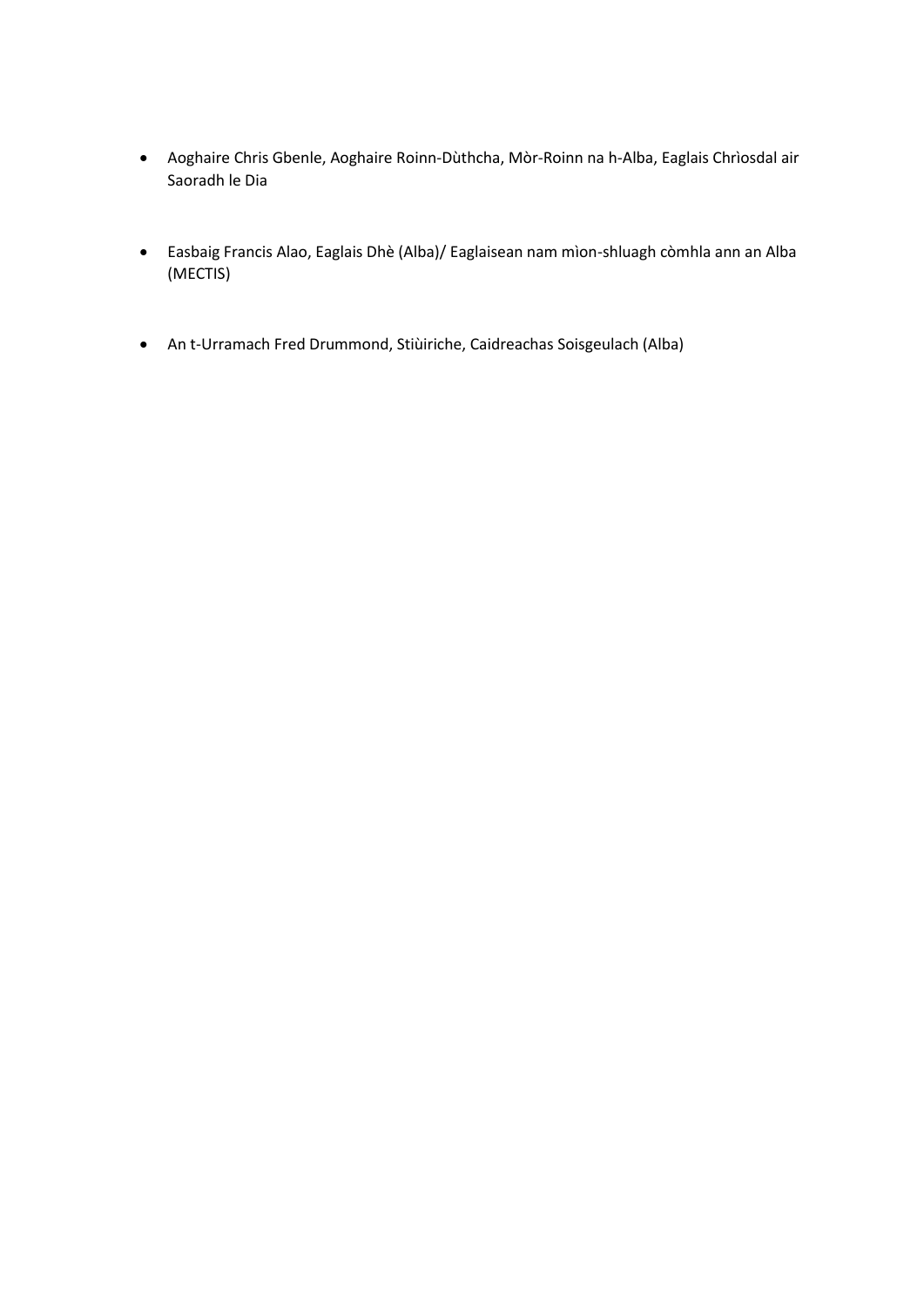- Aoghaire Chris Gbenle, Aoghaire Roinn-Dùthcha, Mòr-Roinn na h-Alba, Eaglais Chrìosdal air Saoradh le Dia

- Easbaig Francis Alao, Eaglais Dhè (Alba)/ Eaglaisean nam mìon-shluagh còmhla ann an Alba (MECTIS)

- An t-Urramach Fred Drummond, Stiùiriche, Caidreachas Soisgeulach (Alba)